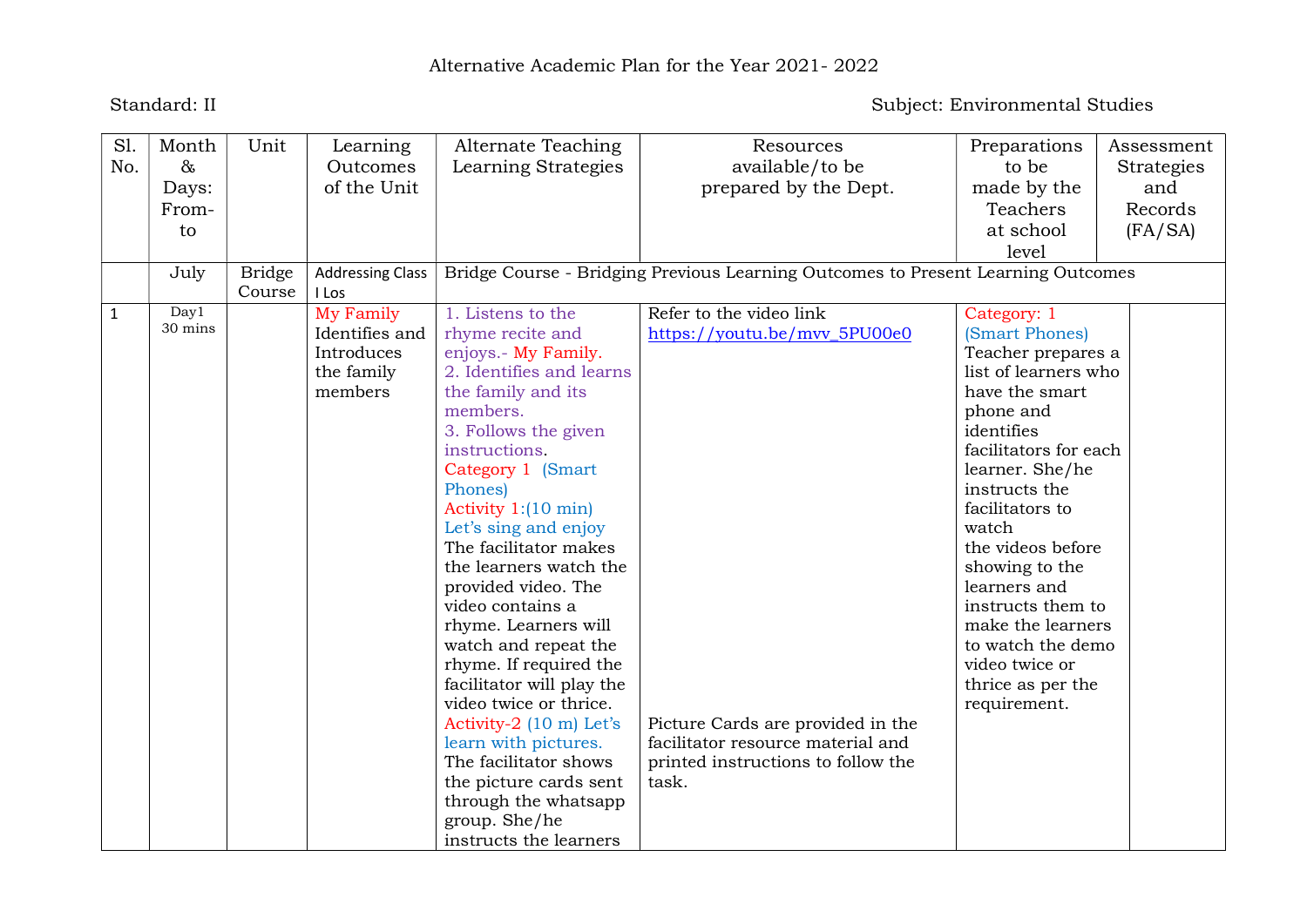Alternative Academic Plan for the Year 2021- 2022

Standard: II

Subject: Environmental Studies

| Sl. No. | Month & Days: From-to | Unit | Learning Outcomes of the Unit | Alternate Teaching Learning Strategies | Resources available/to be prepared by the Dept. | Preparations to be made by the Teachers at school level | Assessment Strategies and Records (FA/SA) |
|---|---|---|---|---|---|---|---|
| | July | Bridge Course | Addressing Class I Los | Bridge Course - Bridging Previous Learning Outcomes to Present Learning Outcomes | | | |
| 1 | Day1 30 mins | | My Family Identifies and Introduces the family members | 1. Listens to the rhyme recite and enjoys.- My Family. 2. Identifies and learns the family and its members. 3. Follows the given instructions. Category 1 (Smart Phones) Activity 1:(10 min) Let's sing and enjoy The facilitator makes the learners watch the provided video. The video contains a rhyme. Learners will watch and repeat the rhyme. If required the facilitator will play the video twice or thrice. Activity-2 (10 m) Let's learn with pictures. The facilitator shows the picture cards sent through the whatsapp group. She/he instructs the learners | Refer to the video link https://youtu.be/mvv_5PU00e0 Picture Cards are provided in the facilitator resource material and printed instructions to follow the task. | Category: 1 (Smart Phones) Teacher prepares a list of learners who have the smart phone and identifies facilitators for each learner. She/he instructs the facilitators to watch the videos before showing to the learners and instructs them to make the learners to watch the demo video twice or thrice as per the requirement. | |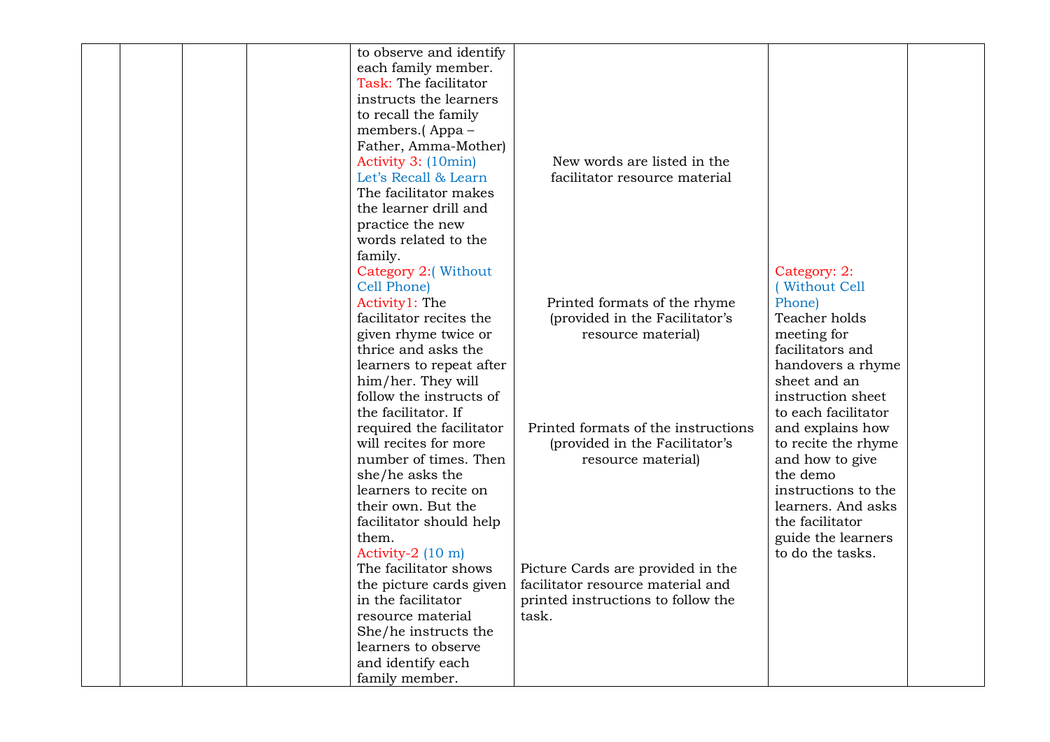|  |  |  |  | to observe and identify each family member.<br>Task: The facilitator instructs the learners to recall the family members.( Appa – Father, Amma-Mother)<br>Activity 3: (10min)<br>Let's Recall & Learn<br>The facilitator makes the learner drill and practice the new words related to the family.<br>Category 2:( Without Cell Phone)<br>Activity1: The facilitator recites the given rhyme twice or thrice and asks the learners to repeat after him/her. They will follow the instructs of the facilitator. If required the facilitator will recites for more number of times. Then she/he asks the learners to recite on their own. But the facilitator should help them.<br>Activity-2 (10 m)<br>The facilitator shows the picture cards given in the facilitator resource material She/he instructs the learners to observe and identify each family member. | New words are listed in the facilitator resource material<br><br>Printed formats of the rhyme (provided in the Facilitator's resource material)<br><br>Printed formats of the instructions (provided in the Facilitator's resource material)<br><br>Picture Cards are provided in the facilitator resource material and printed instructions to follow the task. | Category: 2:<br>( Without Cell Phone)<br>Teacher holds meeting for facilitators and handovers a rhyme sheet and an instruction sheet to each facilitator and explains how to recite the rhyme and how to give the demo instructions to the learners. And asks the facilitator guide the learners to do the tasks. |  |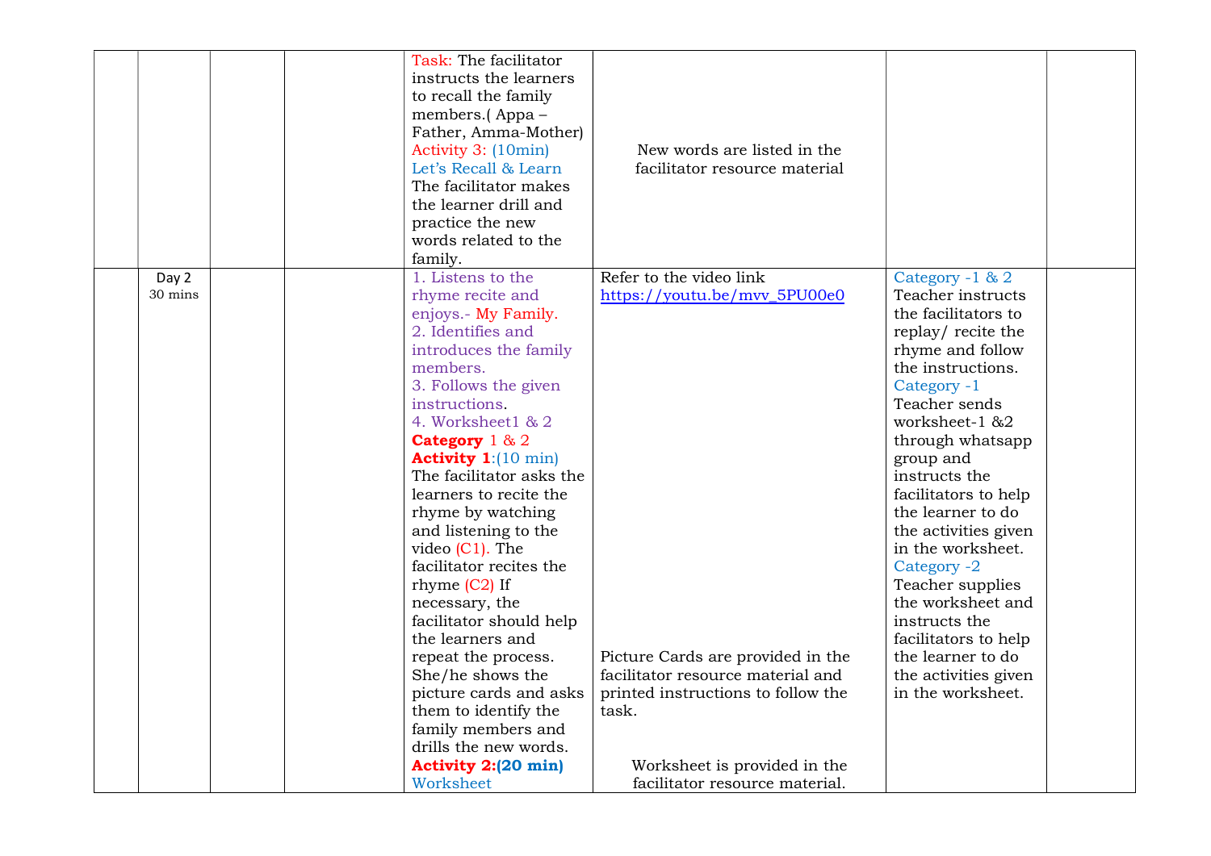|  |  |  |  |  |  |  |  |
|---|---|---|---|---|---|---|---|
|  |  |  |  | Task: The facilitator instructs the learners to recall the family members.( Appa – Father, Amma-Mother)<br>Activity 3: (10min)<br>Let's Recall & Learn<br>The facilitator makes the learner drill and practice the new words related to the family. | New words are listed in the facilitator resource material |  |  |
|  | Day 2<br>30 mins |  |  | 1. Listens to the rhyme recite and enjoys.- My Family.<br>2. Identifies and introduces the family members.<br>3. Follows the given instructions.<br>4. Worksheet1 & 2<br>**Category** 1 & 2<br>**Activity 1**:(10 min)<br>The facilitator asks the learners to recite the rhyme by watching and listening to the video (C1). The facilitator recites the rhyme (C2) If necessary, the facilitator should help the learners and repeat the process. She/he shows the picture cards and asks them to identify the family members and drills the new words.<br>**Activity 2:(20 min)**<br>Worksheet | Refer to the video link<br>https://youtu.be/mvv_5PU00e0<br><br>Picture Cards are provided in the facilitator resource material and printed instructions to follow the task.<br><br>Worksheet is provided in the facilitator resource material. | Category -1 & 2<br>Teacher instructs the facilitators to replay/ recite the rhyme and follow the instructions.<br>Category -1<br>Teacher sends worksheet-1 &2 through whatsapp group and instructs the facilitators to help the learner to do the activities given in the worksheet.<br>Category -2<br>Teacher supplies the worksheet and instructs the facilitators to help the learner to do the activities given in the worksheet. |  |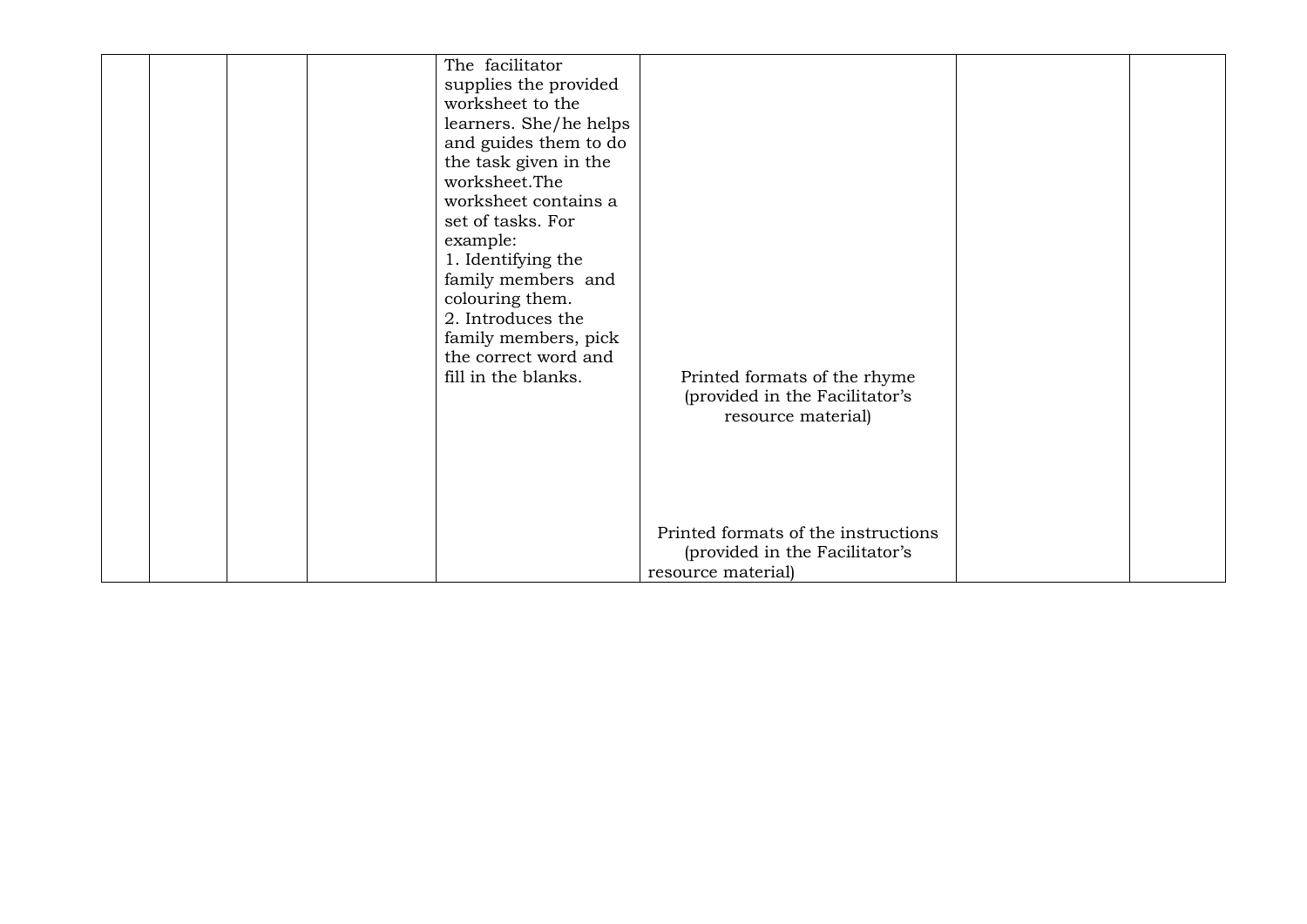| | | | | | | | |
|---|---|---|---|---|---|---|---|
| | | | | The facilitator supplies the provided worksheet to the learners. She/he helps and guides them to do the task given in the worksheet.The worksheet contains a set of tasks. For example:<br>1. Identifying the family members and colouring them.<br>2. Introduces the family members, pick the correct word and fill in the blanks. | Printed formats of the rhyme (provided in the Facilitator's resource material)<br><br>Printed formats of the instructions (provided in the Facilitator's resource material) | | |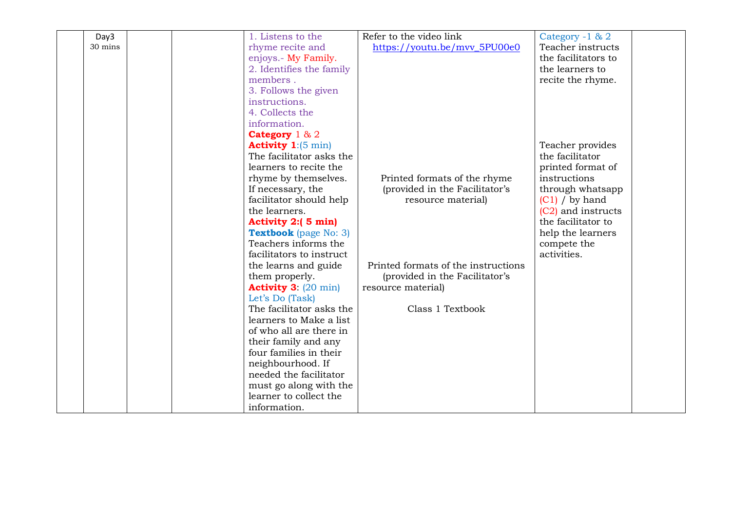|  | Day3<br>30 mins |  |  | 1. Listens to the rhyme recite and enjoys.- My Family.<br>2. Identifies the family members .<br>3. Follows the given instructions.<br>4. Collects the information.<br>**Category** 1 & 2<br>**Activity 1**:(5 min)<br>The facilitator asks the learners to recite the rhyme by themselves. If necessary, the facilitator should help the learners.<br>**Activity 2:( 5 min)**<br>**Textbook** (page No: 3)<br>Teachers informs the facilitators to instruct the learns and guide them properly.<br>**Activity 3**: (20 min)<br>Let's Do (Task)<br>The facilitator asks the learners to Make a list of who all are there in their family and any four families in their neighbourhood. If needed the facilitator must go along with the learner to collect the information. | Refer to the video link<br>https://youtu.be/mvv_5PU00e0<br><br>Printed formats of the rhyme (provided in the Facilitator's resource material)<br><br>Printed formats of the instructions (provided in the Facilitator's resource material)<br><br>Class 1 Textbook | Category -1 & 2<br>Teacher instructs the facilitators to the learners to recite the rhyme.<br><br>Teacher provides the facilitator printed format of instructions through whatsapp (C1) / by hand (C2) and instructs the facilitator to help the learners compete the activities. |  |
|---|---|---|---|---|---|---|---|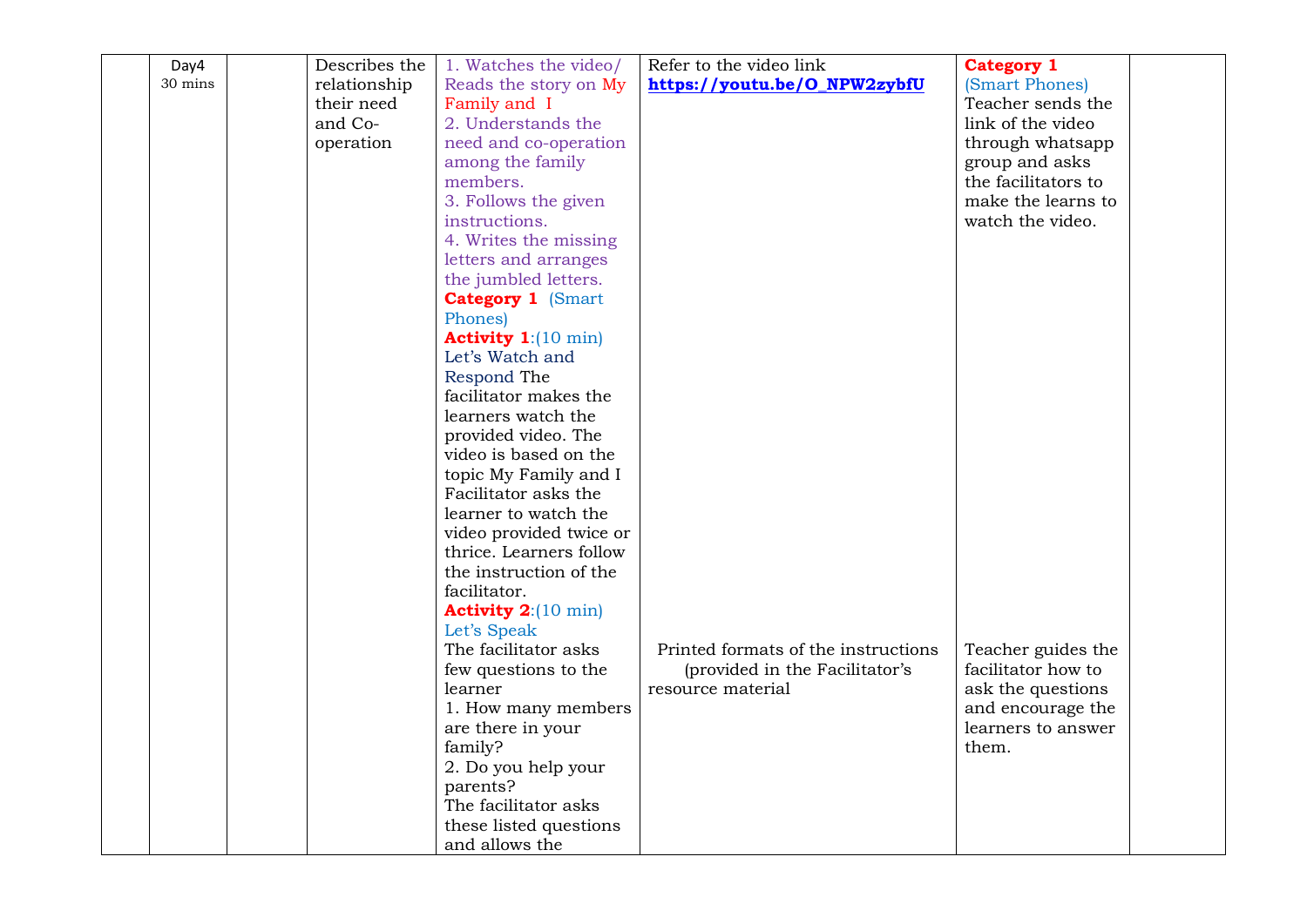| | Day4 30 mins | | Describes the relationship their need and Co-operation | 1. Watches the video/ Reads the story on My Family and I<br>2. Understands the need and co-operation among the family members.<br>3. Follows the given instructions.<br>4. Writes the missing letters and arranges the jumbled letters.<br>**Category 1** (Smart Phones)<br>**Activity 1**:(10 min)<br>Let's Watch and Respond The facilitator makes the learners watch the provided video. The video is based on the topic My Family and I Facilitator asks the learner to watch the video provided twice or thrice. Learners follow the instruction of the facilitator. | Refer to the video link **https://youtu.be/O_NPW2zybfU** | **Category 1**<br>(Smart Phones)<br>Teacher sends the link of the video through whatsapp group and asks the facilitators to make the learns to watch the video. | |
|---|---|---|---|---|---|---|---|
| | | | | **Activity 2**:(10 min)<br>Let's Speak<br>The facilitator asks few questions to the learner<br>1. How many members are there in your family?<br>2. Do you help your parents?<br>The facilitator asks these listed questions and allows the | Printed formats of the instructions (provided in the Facilitator's resource material | Teacher guides the facilitator how to ask the questions and encourage the learners to answer them. | |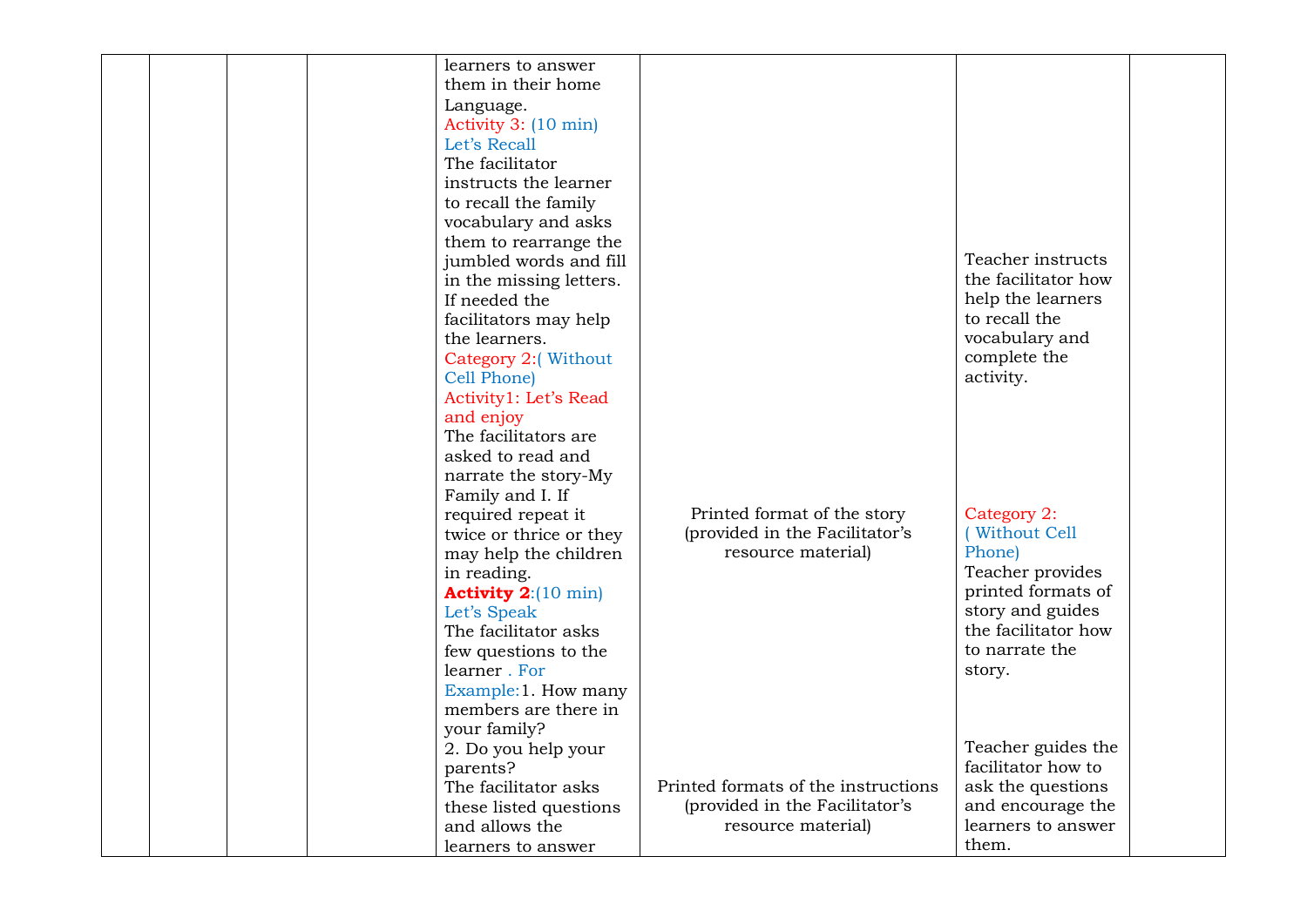| | | | | learners to answer them in their home Language.<br>Activity 3: (10 min)<br>Let's Recall<br>The facilitator instructs the learner to recall the family vocabulary and asks them to rearrange the jumbled words and fill in the missing letters. If needed the facilitators may help the learners.<br>Category 2:( Without Cell Phone)<br>Activity1: Let's Read and enjoy<br>The facilitators are asked to read and narrate the story-My Family and I. If required repeat it twice or thrice or they may help the children in reading.<br>**Activity 2**:(10 min)<br>Let's Speak<br>The facilitator asks few questions to the learner . For Example:1. How many members are there in your family?<br>2. Do you help your parents?<br>The facilitator asks these listed questions and allows the learners to answer | Printed format of the story (provided in the Facilitator's resource material)<br><br>Printed formats of the instructions (provided in the Facilitator's resource material) | Teacher instructs the facilitator how help the learners to recall the vocabulary and complete the activity.<br><br>Category 2:<br>( Without Cell Phone)<br>Teacher provides printed formats of story and guides the facilitator how to narrate the story.<br><br>Teacher guides the facilitator how to ask the questions and encourage the learners to answer them. | |
|---|---|---|---|---|---|---|---|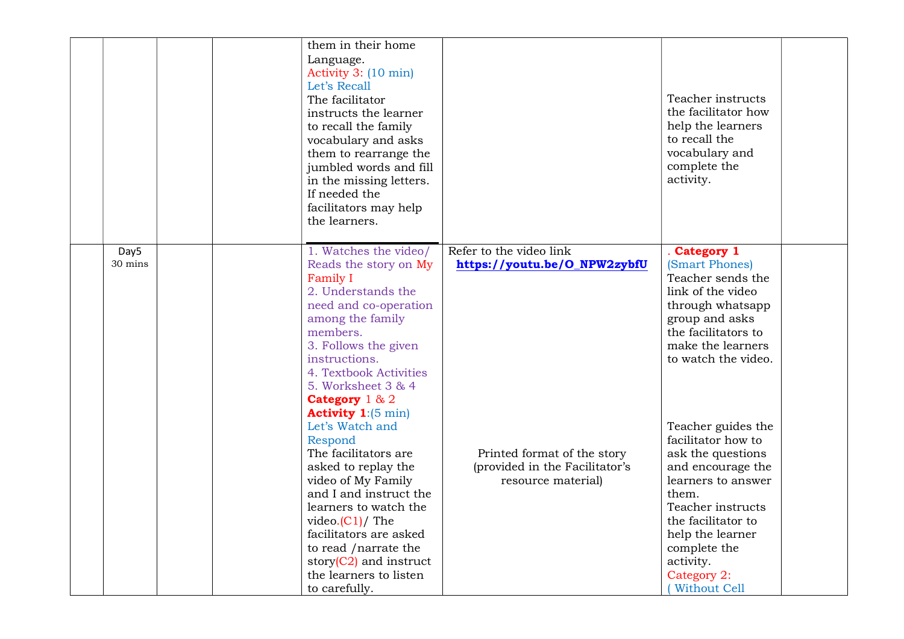| | | | | | | | |
|---|---|---|---|---|---|---|---|
| | | | | them in their home Language.<br>Activity 3: (10 min)<br>Let's Recall<br>The facilitator instructs the learner to recall the family vocabulary and asks them to rearrange the jumbled words and fill in the missing letters. If needed the facilitators may help the learners. | | Teacher instructs the facilitator how help the learners to recall the vocabulary and complete the activity. | |
| | Day5<br>30 mins | | | 1. Watches the video/ Reads the story on My Family I<br>2. Understands the need and co-operation among the family members.<br>3. Follows the given instructions.<br>4. Textbook Activities<br>5. Worksheet 3 & 4<br>**Category** 1 & 2<br>**Activity 1**:(5 min)<br>Let's Watch and Respond<br>The facilitators are asked to replay the video of My Family and I and instruct the learners to watch the video.(C1)/ The facilitators are asked to read /narrate the story(C2) and instruct the learners to listen to carefully. | Refer to the video link **https://youtu.be/O_NPW2zybfU**<br><br>Printed format of the story (provided in the Facilitator's resource material) | . **Category 1**<br>(Smart Phones)<br>Teacher sends the link of the video through whatsapp group and asks the facilitators to make the learners to watch the video.<br><br>Teacher guides the facilitator how to ask the questions and encourage the learners to answer them.<br>Teacher instructs the facilitator to help the learner complete the activity.<br>Category 2:<br>( Without Cell | |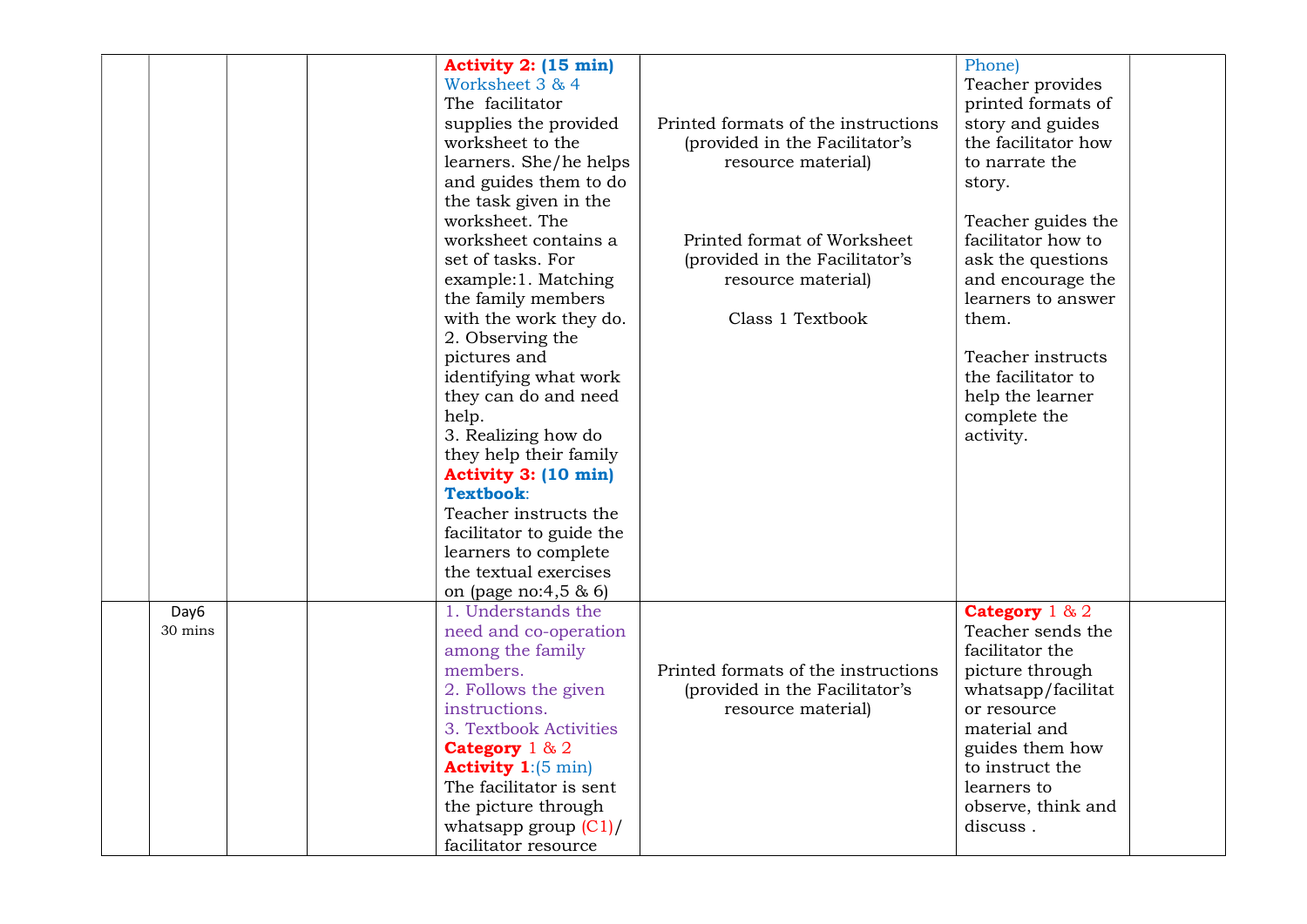| | | | | | | | |
|---|---|---|---|---|---|---|---|
| | | | | **Activity 2: (15 min)** Worksheet 3 & 4 The facilitator supplies the provided worksheet to the learners. She/he helps and guides them to do the task given in the worksheet. The worksheet contains a set of tasks. For example:1. Matching the family members with the work they do. 2. Observing the pictures and identifying what work they can do and need help. 3. Realizing how do they help their family **Activity 3: (10 min)** **Textbook**: Teacher instructs the facilitator to guide the learners to complete the textual exercises on (page no:4,5 & 6) | Printed formats of the instructions (provided in the Facilitator's resource material) Printed format of Worksheet (provided in the Facilitator's resource material) Class 1 Textbook | Phone) Teacher provides printed formats of story and guides the facilitator how to narrate the story. Teacher guides the facilitator how to ask the questions and encourage the learners to answer them. Teacher instructs the facilitator to help the learner complete the activity. | |
| | Day6 30 mins | | | 1. Understands the need and co-operation among the family members. 2. Follows the given instructions. 3. Textbook Activities **Category** 1 & 2 **Activity 1**:(5 min) The facilitator is sent the picture through whatsapp group (C1)/ facilitator resource | Printed formats of the instructions (provided in the Facilitator's resource material) | **Category** 1 & 2 Teacher sends the facilitator the picture through whatsapp/facilitator resource material and guides them how to instruct the learners to observe, think and discuss . | |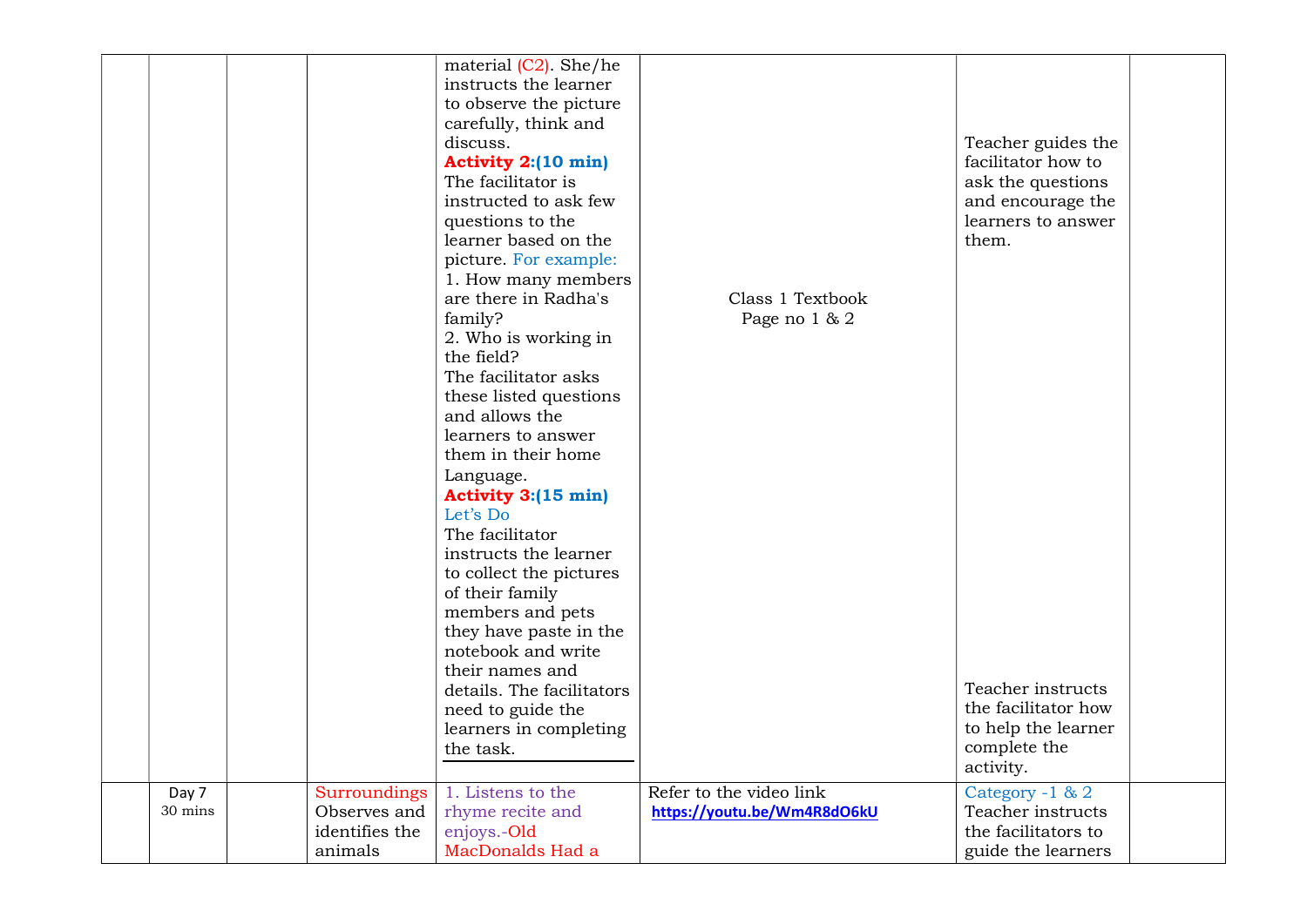| | | | | | | | |
|---|---|---|---|---|---|---|---|
| | | | | material (C2). She/he instructs the learner to observe the picture carefully, think and discuss.<br>**Activity 2:(10 min)**<br>The facilitator is instructed to ask few questions to the learner based on the picture. For example:<br>1. How many members are there in Radha's family?<br>2. Who is working in the field?<br>The facilitator asks these listed questions and allows the learners to answer them in their home Language.<br>**Activity 3:(15 min)**<br>Let's Do<br>The facilitator instructs the learner to collect the pictures of their family members and pets they have paste in the notebook and write their names and details. The facilitators need to guide the learners in completing the task. | Class 1 Textbook<br>Page no 1 & 2 | Teacher guides the facilitator how to ask the questions and encourage the learners to answer them.<br><br>Teacher instructs the facilitator how to help the learner complete the activity. | |
| | Day 7<br>30 mins | | Surroundings<br>Observes and identifies the animals | 1. Listens to the rhyme recite and enjoys.-Old MacDonalds Had a | Refer to the video link<br>**https://youtu.be/Wm4R8dO6kU** | Category -1 & 2<br>Teacher instructs the facilitators to guide the learners | |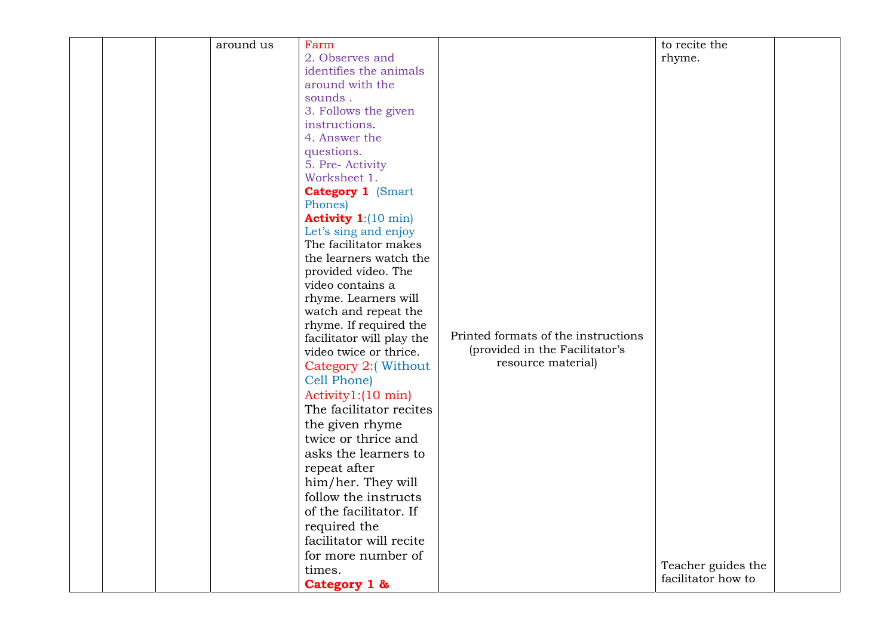| | | | | | | | |
|---|---|---|---|---|---|---|---|
| | | | around us | Farm<br>2. Observes and identifies the animals around with the sounds .<br>3. Follows the given instructions.<br>4. Answer the questions.<br>5. Pre- Activity Worksheet 1.<br>**Category 1** (Smart Phones)<br>**Activity 1**:(10 min)<br>Let's sing and enjoy<br>The facilitator makes the learners watch the provided video. The video contains a rhyme. Learners will watch and repeat the rhyme. If required the facilitator will play the video twice or thrice.<br>Category 2:( Without Cell Phone)<br>Activity1:(10 min)<br>The facilitator recites the given rhyme twice or thrice and asks the learners to repeat after him/her. They will follow the instructs of the facilitator. If required the facilitator will recite for more number of times.<br>**Category 1 &** | Printed formats of the instructions (provided in the Facilitator's resource material) | to recite the rhyme.<br><br>Teacher guides the facilitator how to | |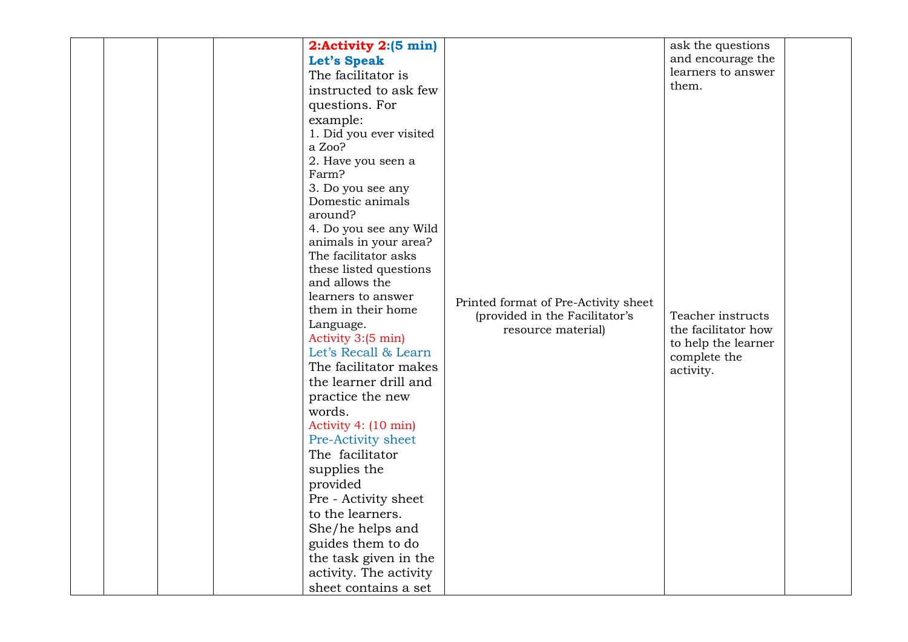| | | | | | | | |
|---|---|---|---|---|---|---|---|
| | | | | **2:Activity 2:(5 min)** **Let's Speak** The facilitator is instructed to ask few questions. For example: 1. Did you ever visited a Zoo? 2. Have you seen a Farm? 3. Do you see any Domestic animals around? 4. Do you see any Wild animals in your area? The facilitator asks these listed questions and allows the learners to answer them in their home Language. Activity 3:(5 min) Let's Recall & Learn The facilitator makes the learner drill and practice the new words. Activity 4: (10 min) Pre-Activity sheet The facilitator supplies the provided Pre - Activity sheet to the learners. She/he helps and guides them to do the task given in the activity. The activity sheet contains a set | Printed format of Pre-Activity sheet (provided in the Facilitator's resource material) | ask the questions and encourage the learners to answer them. Teacher instructs the facilitator how to help the learner complete the activity. | |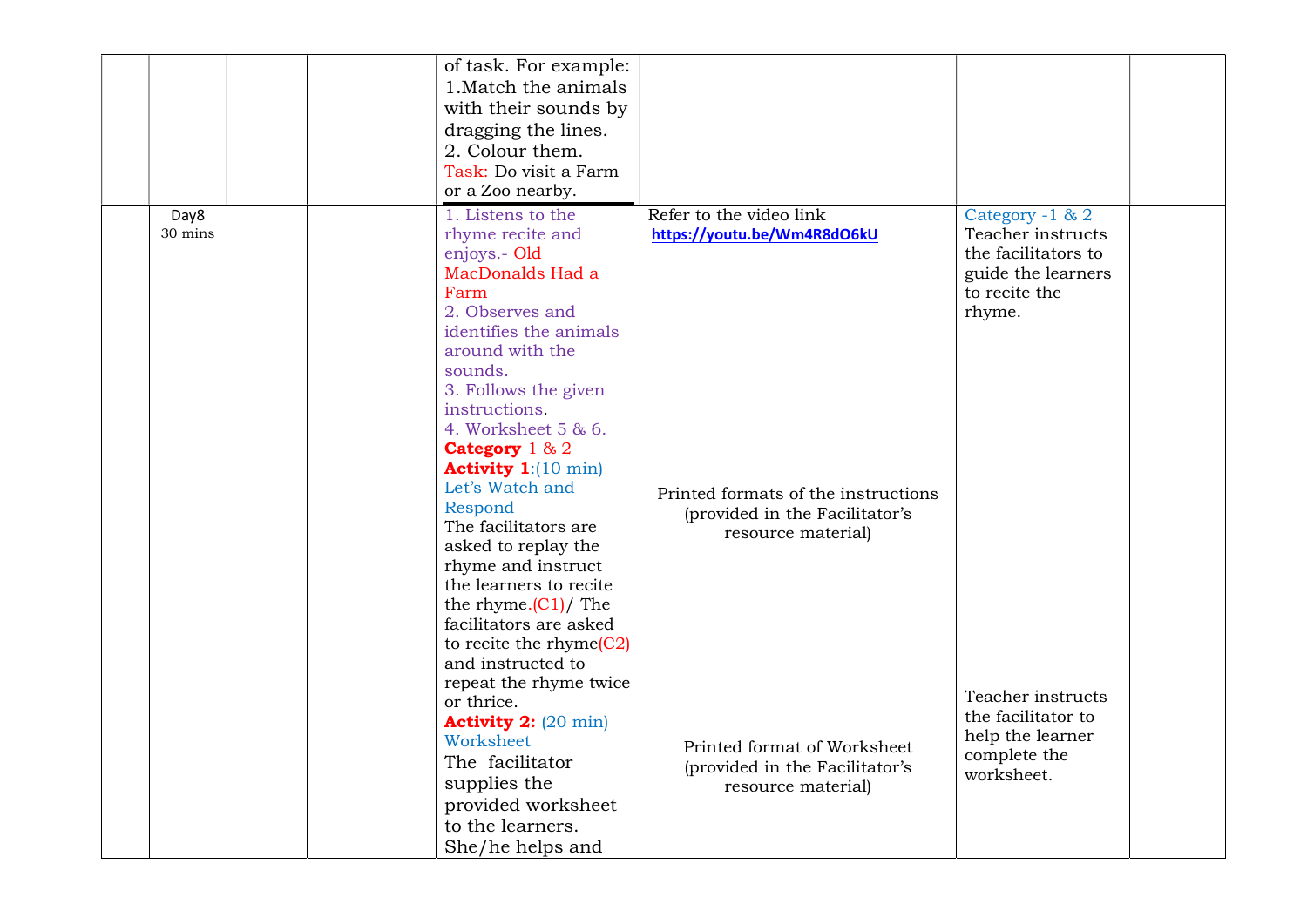|  |  |  |  |  |  |  |  |
|---|---|---|---|---|---|---|---|
|  |  |  |  | of task. For example: 1.Match the animals with their sounds by dragging the lines. 2. Colour them. Task: Do visit a Farm or a Zoo nearby. |  |  |  |
|  | Day8 30 mins |  |  | 1. Listens to the rhyme recite and enjoys.- Old MacDonalds Had a Farm 2. Observes and identifies the animals around with the sounds. 3. Follows the given instructions. 4. Worksheet 5 & 6. **Category** 1 & 2 **Activity 1**:(10 min) Let's Watch and Respond The facilitators are asked to replay the rhyme and instruct the learners to recite the rhyme.(C1)/ The facilitators are asked to recite the rhyme(C2) and instructed to repeat the rhyme twice or thrice. **Activity 2:** (20 min) Worksheet The facilitator supplies the provided worksheet to the learners. She/he helps and | Refer to the video link **https://youtu.be/Wm4R8dO6kU** Printed formats of the instructions (provided in the Facilitator's resource material) Printed format of Worksheet (provided in the Facilitator's resource material) | Category -1 & 2 Teacher instructs the facilitators to guide the learners to recite the rhyme. Teacher instructs the facilitator to help the learner complete the worksheet. |  |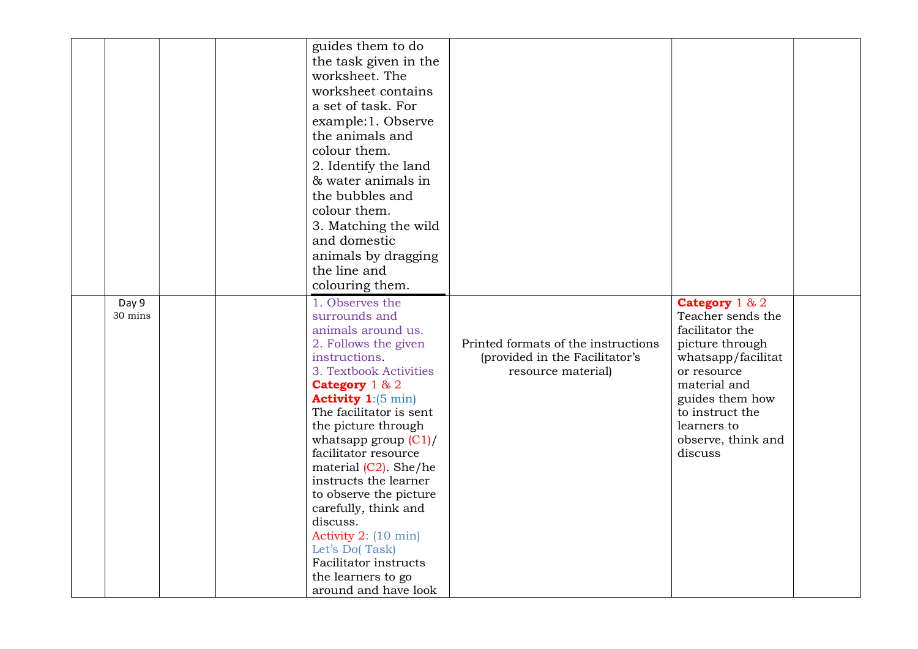|  |  |  |  |  |  |  |  |
|---|---|---|---|---|---|---|---|
|  |  |  |  | guides them to do the task given in the worksheet. The worksheet contains a set of task. For example:1. Observe the animals and colour them.<br>2. Identify the land & water animals in the bubbles and colour them.<br>3. Matching the wild and domestic animals by dragging the line and colouring them. |  |  |  |
|  | Day 9<br>30 mins |  |  | 1. Observes the surrounds and animals around us.<br>2. Follows the given instructions.<br>3. Textbook Activities<br>**Category** 1 & 2<br>**Activity 1**:(5 min)<br>The facilitator is sent the picture through whatsapp group (C1)/ facilitator resource material (C2). She/he instructs the learner to observe the picture carefully, think and discuss.<br>Activity 2: (10 min)<br>Let's Do( Task)<br>Facilitator instructs the learners to go around and have look | Printed formats of the instructions (provided in the Facilitator's resource material) | **Category** 1 & 2<br>Teacher sends the facilitator the picture through whatsapp/facilitator resource material and guides them how to instruct the learners to observe, think and discuss |  |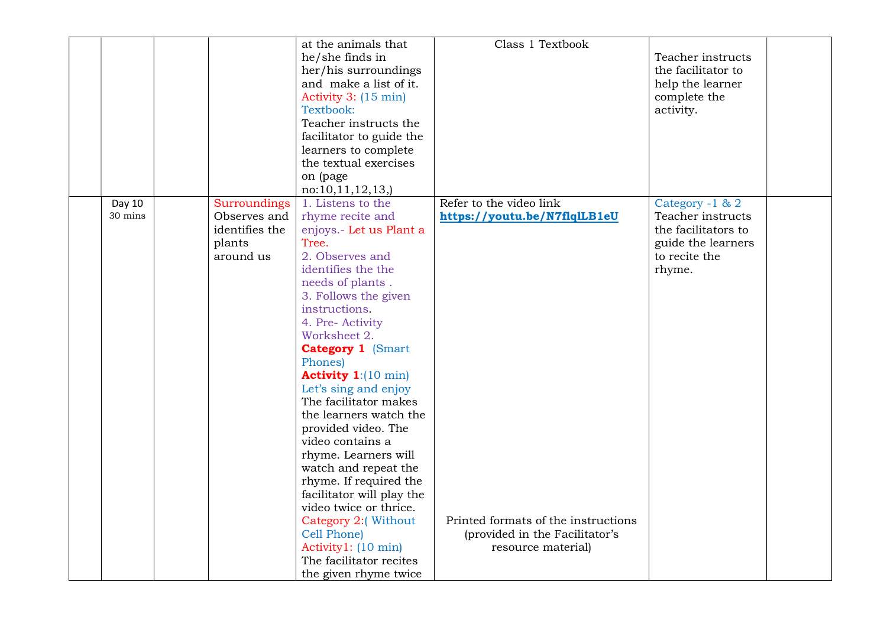|  |  |  |  |  |  |  |  |
|---|---|---|---|---|---|---|---|
|  |  |  |  | at the animals that he/she finds in her/his surroundings and make a list of it. Activity 3: (15 min) Textbook: Teacher instructs the facilitator to guide the learners to complete the textual exercises on (page no:10,11,12,13,) | Class 1 Textbook | Teacher instructs the facilitator to help the learner complete the activity. |  |
|  | Day 10 30 mins |  | Surroundings Observes and identifies the plants around us | 1. Listens to the rhyme recite and enjoys.- Let us Plant a Tree. 2. Observes and identifies the the needs of plants . 3. Follows the given instructions. 4. Pre- Activity Worksheet 2. **Category 1** (Smart Phones) **Activity 1**:(10 min) Let's sing and enjoy The facilitator makes the learners watch the provided video. The video contains a rhyme. Learners will watch and repeat the rhyme. If required the facilitator will play the video twice or thrice. Category 2:( Without Cell Phone) Activity1: (10 min) The facilitator recites the given rhyme twice | Refer to the video link **https://youtu.be/N7flqlLB1eU** Printed formats of the instructions (provided in the Facilitator's resource material) | Category -1 & 2 Teacher instructs the facilitators to guide the learners to recite the rhyme. |  |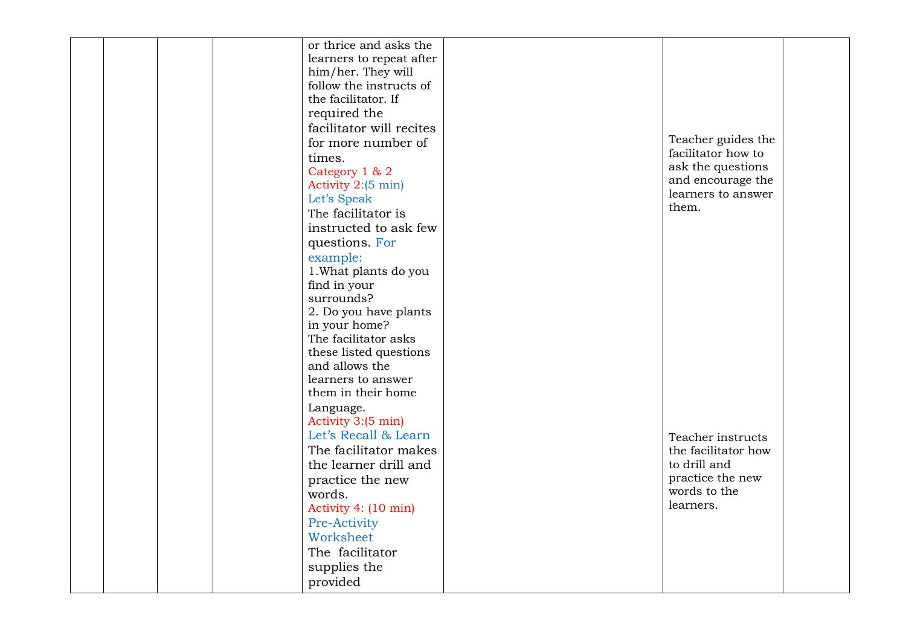|  |  |  |  | or thrice and asks the learners to repeat after him/her. They will follow the instructs of the facilitator. If required the facilitator will recites for more number of times.<br>Category 1 & 2<br>Activity 2:(5 min)<br>Let's Speak<br>The facilitator is instructed to ask few questions. For example:<br>1.What plants do you find in your surrounds?<br>2. Do you have plants in your home?<br>The facilitator asks these listed questions and allows the learners to answer them in their home Language.<br>Activity 3:(5 min)<br>Let's Recall & Learn<br>The facilitator makes the learner drill and practice the new words.<br>Activity 4: (10 min)<br>Pre-Activity Worksheet<br>The facilitator supplies the provided |  | Teacher guides the facilitator how to ask the questions and encourage the learners to answer them.<br><br>Teacher instructs the facilitator how to drill and practice the new words to the learners. |  |
|---|---|---|---|---|---|---|---|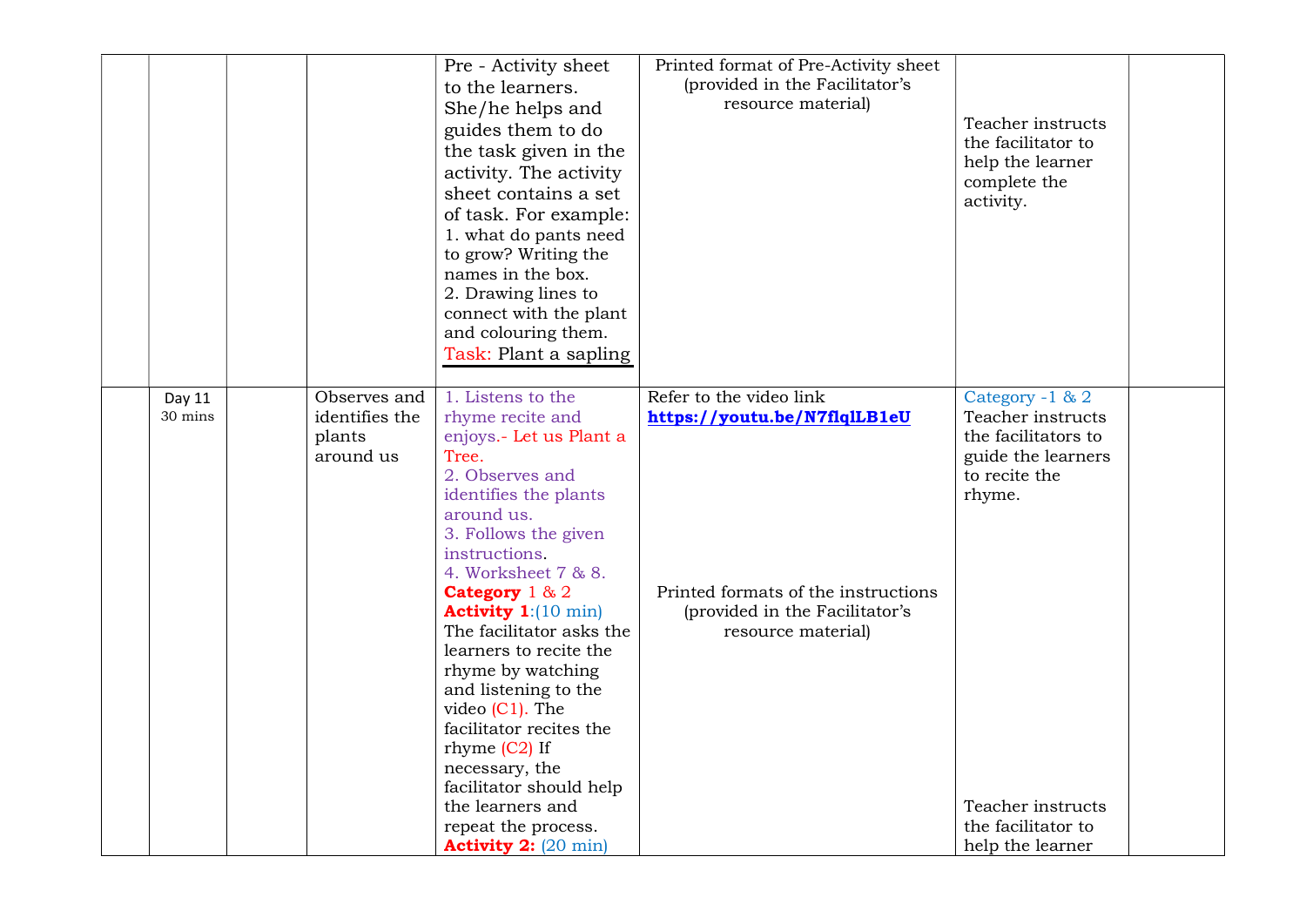| | | | | | | | |
|---|---|---|---|---|---|---|---|
| | | | | Pre - Activity sheet to the learners. She/he helps and guides them to do the task given in the activity. The activity sheet contains a set of task. For example:<br>1. what do pants need to grow? Writing the names in the box.<br>2. Drawing lines to connect with the plant and colouring them.<br>Task: Plant a sapling | Printed format of Pre-Activity sheet (provided in the Facilitator's resource material) | Teacher instructs the facilitator to help the learner complete the activity. | |
| | Day 11<br>30 mins | | Observes and identifies the plants around us | 1. Listens to the rhyme recite and enjoys.- Let us Plant a Tree.<br>2. Observes and identifies the plants around us.<br>3. Follows the given instructions.<br>4. Worksheet 7 & 8.<br>**Category** 1 & 2<br>**Activity 1**:(10 min)<br>The facilitator asks the learners to recite the rhyme by watching and listening to the video (C1). The facilitator recites the rhyme (C2) If necessary, the facilitator should help the learners and repeat the process.<br>**Activity 2:** (20 min) | Refer to the video link **https://youtu.be/N7flqlLB1eU**<br><br>Printed formats of the instructions (provided in the Facilitator's resource material) | Category -1 & 2<br>Teacher instructs the facilitators to guide the learners to recite the rhyme.<br><br>Teacher instructs the facilitator to help the learner | |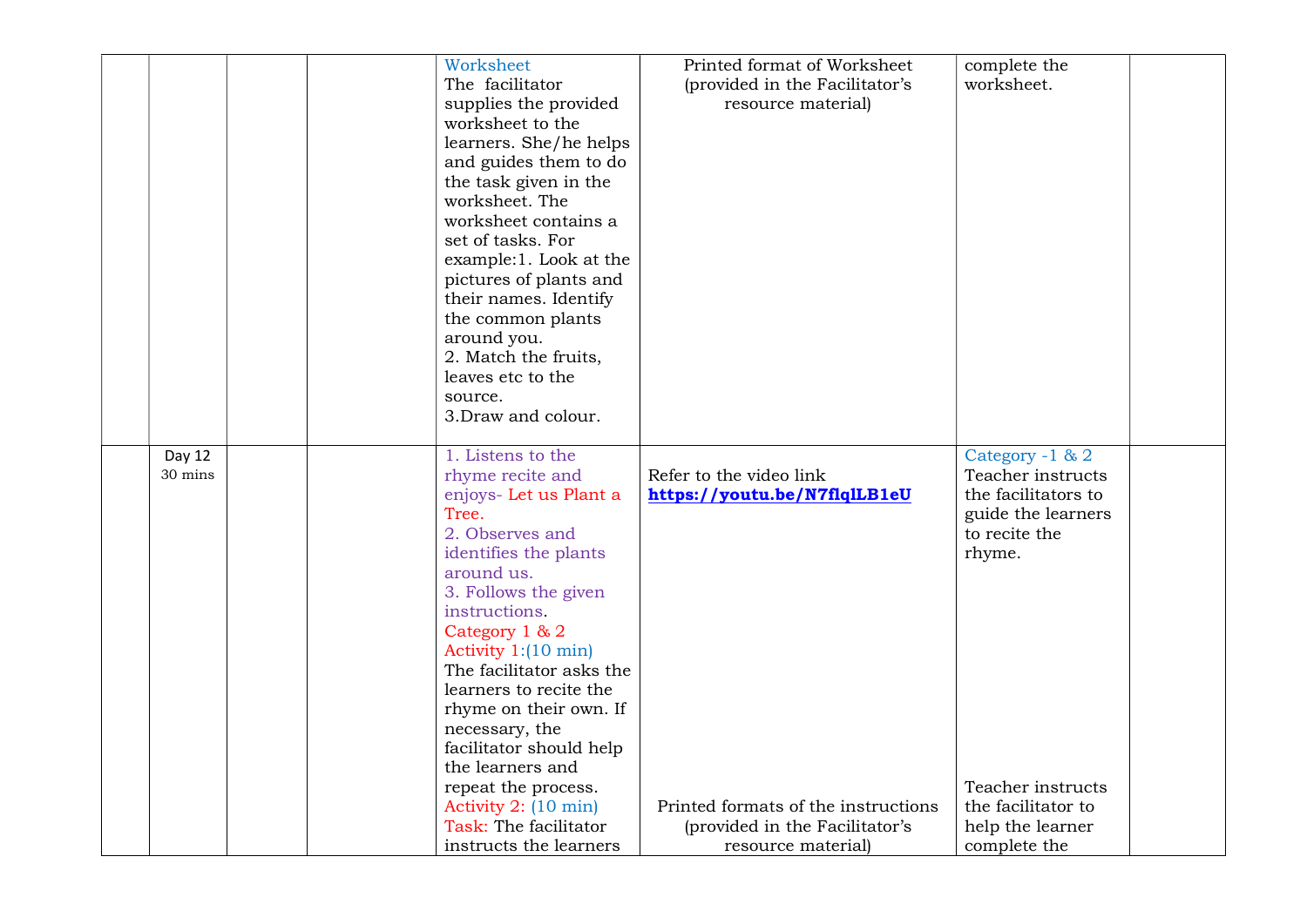|  |  |  |  |  |  |  |  |
|---|---|---|---|---|---|---|---|
|  |  |  |  | Worksheet The facilitator supplies the provided worksheet to the learners. She/he helps and guides them to do the task given in the worksheet. The worksheet contains a set of tasks. For example:1. Look at the pictures of plants and their names. Identify the common plants around you. 2. Match the fruits, leaves etc to the source. 3.Draw and colour. | Printed format of Worksheet (provided in the Facilitator's resource material) | complete the worksheet. |  |
|  | Day 12 30 mins |  |  | 1. Listens to the rhyme recite and enjoys- Let us Plant a Tree. 2. Observes and identifies the plants around us. 3. Follows the given instructions. Category 1 & 2 Activity 1:(10 min) The facilitator asks the learners to recite the rhyme on their own. If necessary, the facilitator should help the learners and repeat the process. Activity 2: (10 min) Task: The facilitator instructs the learners | Refer to the video link **https://youtu.be/N7flqlLB1eU** Printed formats of the instructions (provided in the Facilitator's resource material) | Category -1 & 2 Teacher instructs the facilitators to guide the learners to recite the rhyme. Teacher instructs the facilitator to help the learner complete the |  |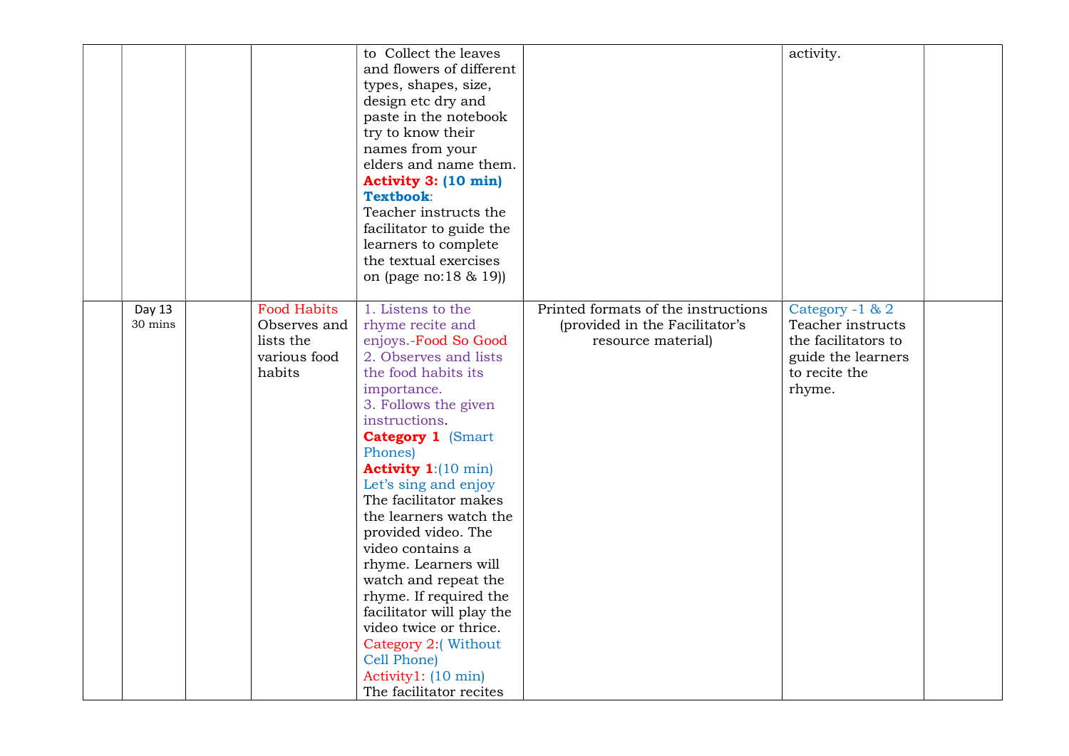| | | | | | | | |
|---|---|---|---|---|---|---|---|
| | | | | to Collect the leaves and flowers of different types, shapes, size, design etc dry and paste in the notebook try to know their names from your elders and name them.<br>**Activity 3: (10 min)**<br>**Textbook**:<br>Teacher instructs the facilitator to guide the learners to complete the textual exercises on (page no:18 & 19)) | | activity. | |
| | Day 13<br>30 mins | | Food Habits<br>Observes and lists the various food habits | 1. Listens to the rhyme recite and enjoys.-Food So Good<br>2. Observes and lists the food habits its importance.<br>3. Follows the given instructions.<br>**Category 1** (Smart Phones)<br>**Activity 1**:(10 min)<br>Let's sing and enjoy<br>The facilitator makes the learners watch the provided video. The video contains a rhyme. Learners will watch and repeat the rhyme. If required the facilitator will play the video twice or thrice.<br>Category 2:( Without Cell Phone)<br>Activity1: (10 min)<br>The facilitator recites | Printed formats of the instructions (provided in the Facilitator's resource material) | Category -1 & 2<br>Teacher instructs the facilitators to guide the learners to recite the rhyme. | |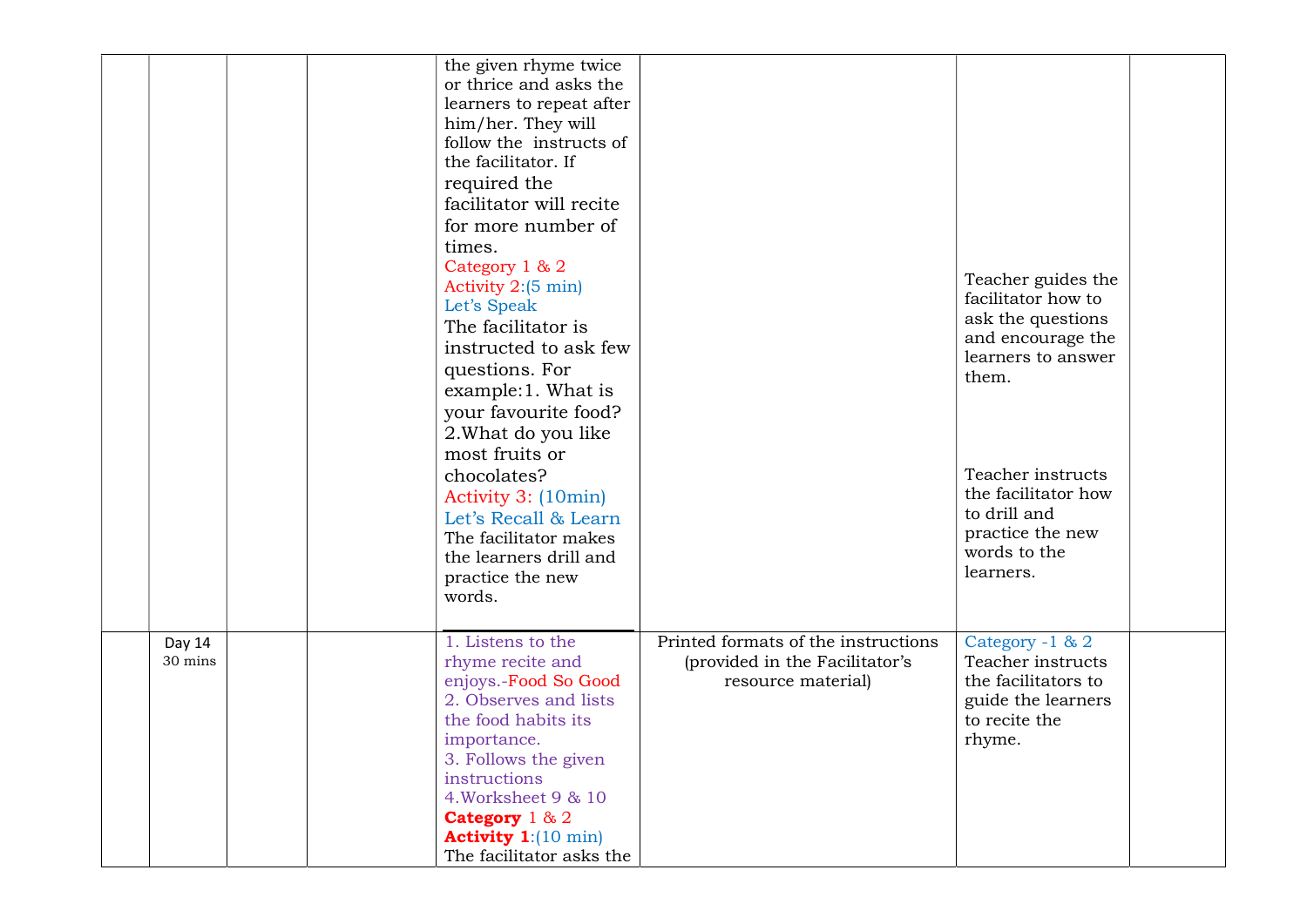|  |  |  |  |  |  |  |  |
|---|---|---|---|---|---|---|---|
|  |  |  |  | the given rhyme twice or thrice and asks the learners to repeat after him/her. They will follow the instructs of the facilitator. If required the facilitator will recite for more number of times.<br>Category 1 & 2<br>Activity 2:(5 min)<br>Let's Speak<br>The facilitator is instructed to ask few questions. For example:1. What is your favourite food? 2.What do you like most fruits or chocolates?<br>Activity 3: (10min)<br>Let's Recall & Learn<br>The facilitator makes the learners drill and practice the new words. |  | Teacher guides the facilitator how to ask the questions and encourage the learners to answer them.<br><br>Teacher instructs the facilitator how to drill and practice the new words to the learners. |  |
|  | Day 14<br>30 mins |  |  | 1. Listens to the rhyme recite and enjoys.-Food So Good<br>2. Observes and lists the food habits its importance.<br>3. Follows the given instructions<br>4.Worksheet 9 & 10<br>**Category** 1 & 2<br>**Activity 1**:(10 min)<br>The facilitator asks the | Printed formats of the instructions (provided in the Facilitator's resource material) | Category -1 & 2<br>Teacher instructs the facilitators to guide the learners to recite the rhyme. |  |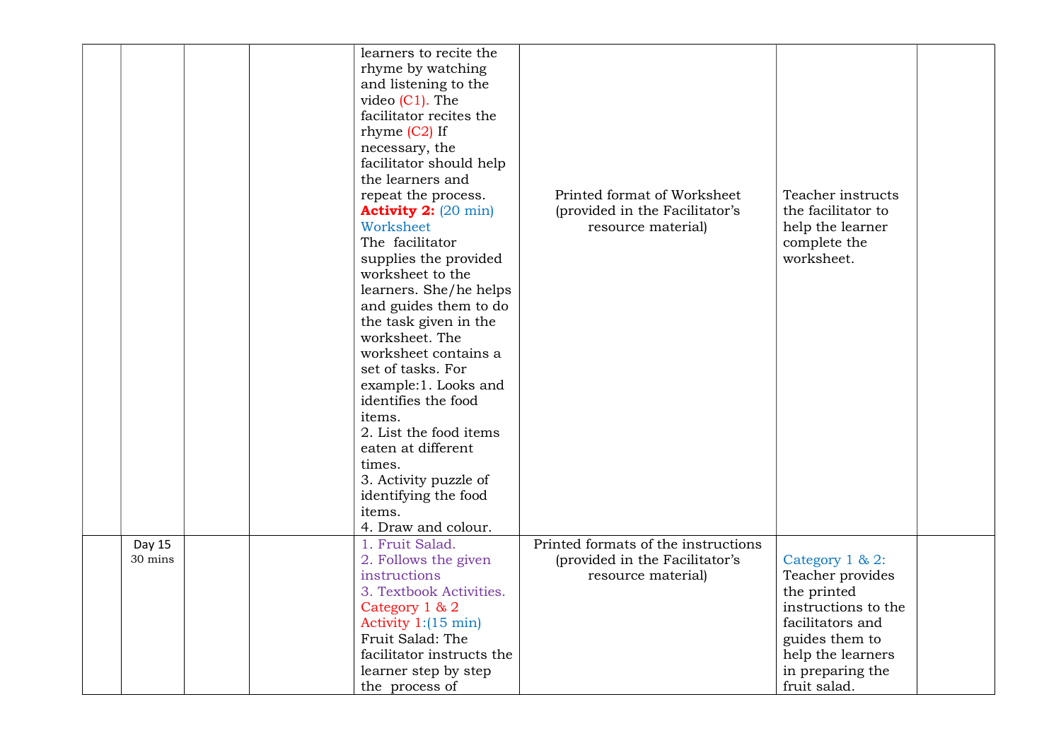| | | | | | | | |
|---|---|---|---|---|---|---|---|
| | | | | learners to recite the rhyme by watching and listening to the video (C1). The facilitator recites the rhyme (C2) If necessary, the facilitator should help the learners and repeat the process. **Activity 2:** (20 min) Worksheet The facilitator supplies the provided worksheet to the learners. She/he helps and guides them to do the task given in the worksheet. The worksheet contains a set of tasks. For example:1. Looks and identifies the food items. 2. List the food items eaten at different times. 3. Activity puzzle of identifying the food items. 4. Draw and colour. | Printed format of Worksheet (provided in the Facilitator's resource material) | Teacher instructs the facilitator to help the learner complete the worksheet. | |
| | Day 15 30 mins | | | 1. Fruit Salad. 2. Follows the given instructions 3. Textbook Activities. Category 1 & 2 Activity 1:(15 min) Fruit Salad: The facilitator instructs the learner step by step the process of | Printed formats of the instructions (provided in the Facilitator's resource material) | Category 1 & 2: Teacher provides the printed instructions to the facilitators and guides them to help the learners in preparing the fruit salad. | |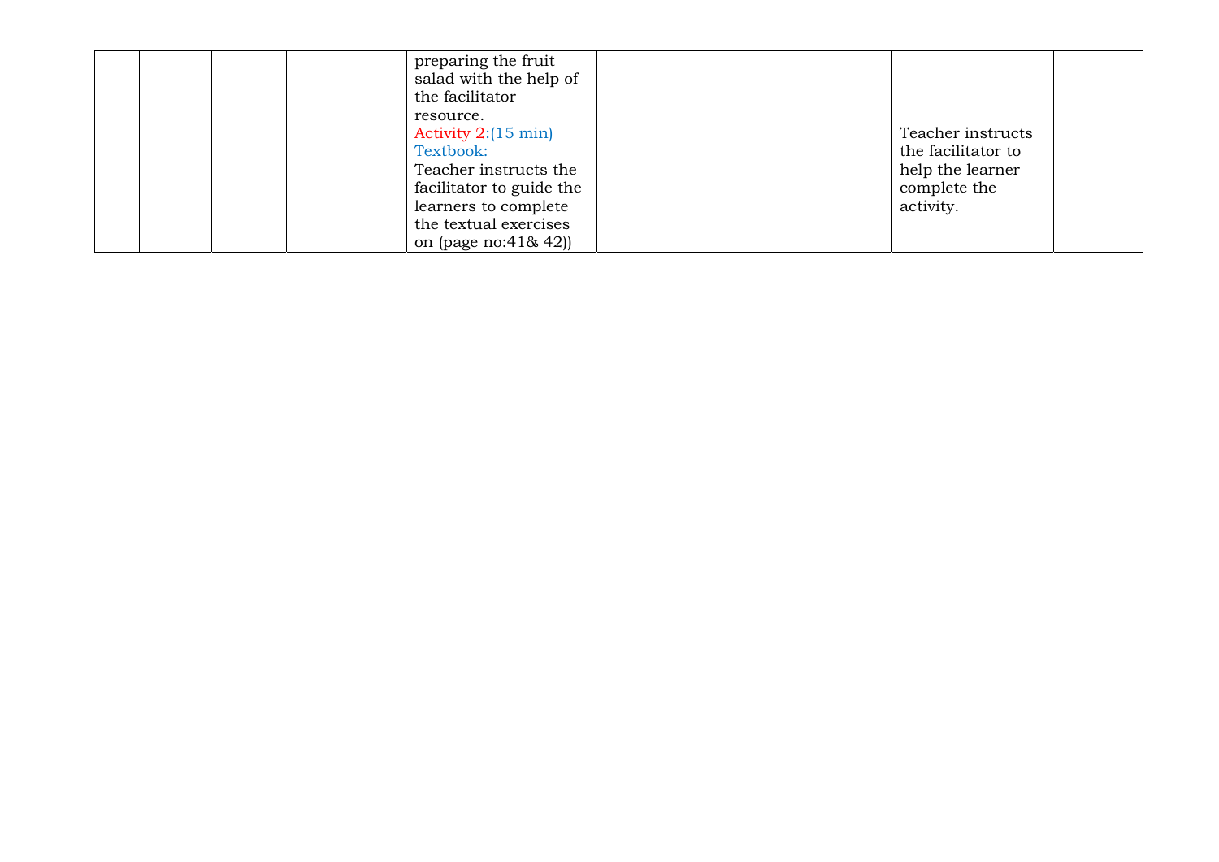| | | | | | | | |
|---|---|---|---|---|---|---|---|
| | | | | preparing the fruit salad with the help of the facilitator resource.<br>Activity 2:(15 min)<br>Textbook:<br>Teacher instructs the facilitator to guide the learners to complete the textual exercises on (page no:41& 42)) | | Teacher instructs the facilitator to help the learner complete the activity. | |